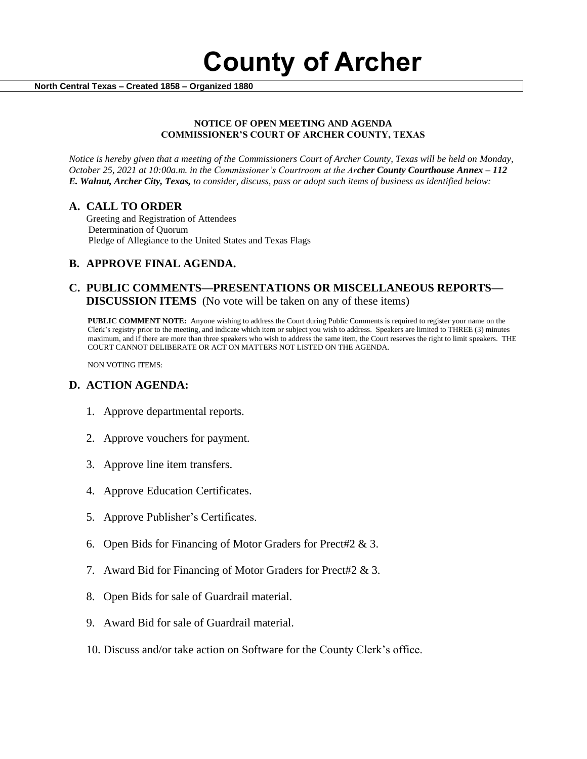# County of Archer

**North Central Texas – Created 1858 – Organized 1880**

**NOTICE OF OPEN MEETING AND AGENDA**
**COMMISSIONER'S COURT OF ARCHER COUNTY, TEXAS**

*Notice is hereby given that a meeting of the Commissioners Court of Archer County, Texas will be held on Monday, October 25, 2021 at 10:00a.m. in the Commissioner's Courtroom at the Ar**cher County Courthouse Annex – 112 E. Walnut, Archer City, Texas,** to consider, discuss, pass or adopt such items of business as identified below:*

## A. CALL TO ORDER

Greeting and Registration of Attendees
Determination of Quorum
Pledge of Allegiance to the United States and Texas Flags

## B. APPROVE FINAL AGENDA.

## C. PUBLIC COMMENTS—PRESENTATIONS OR MISCELLANEOUS REPORTS—DISCUSSION ITEMS (No vote will be taken on any of these items)

**PUBLIC COMMENT NOTE:** Anyone wishing to address the Court during Public Comments is required to register your name on the Clerk's registry prior to the meeting, and indicate which item or subject you wish to address. Speakers are limited to THREE (3) minutes maximum, and if there are more than three speakers who wish to address the same item, the Court reserves the right to limit speakers. THE COURT CANNOT DELIBERATE OR ACT ON MATTERS NOT LISTED ON THE AGENDA.

NON VOTING ITEMS:

## D. ACTION AGENDA:

1. Approve departmental reports.
2. Approve vouchers for payment.
3. Approve line item transfers.
4. Approve Education Certificates.
5. Approve Publisher's Certificates.
6. Open Bids for Financing of Motor Graders for Prect#2 & 3.
7. Award Bid for Financing of Motor Graders for Prect#2 & 3.
8. Open Bids for sale of Guardrail material.
9. Award Bid for sale of Guardrail material.
10. Discuss and/or take action on Software for the County Clerk's office.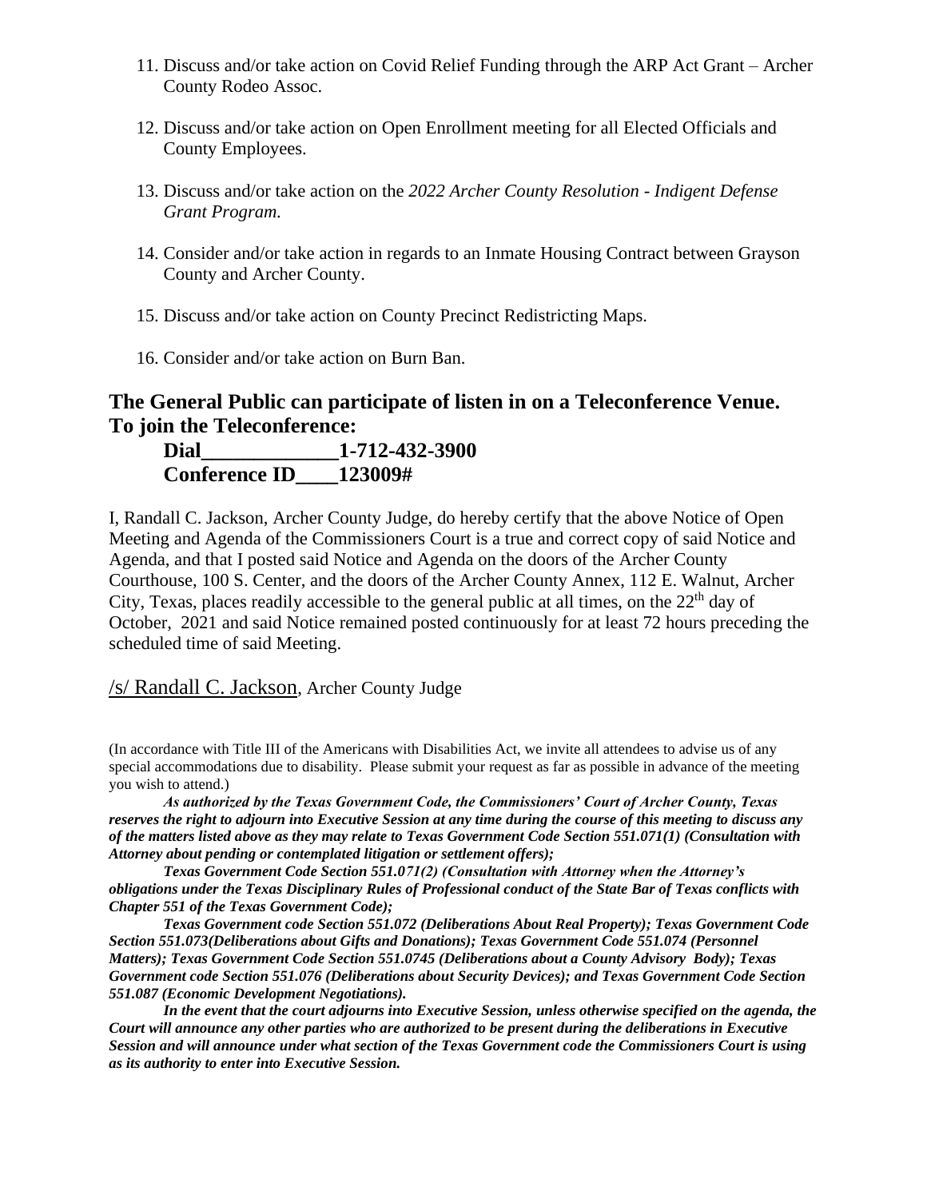11. Discuss and/or take action on Covid Relief Funding through the ARP Act Grant – Archer County Rodeo Assoc.

12. Discuss and/or take action on Open Enrollment meeting for all Elected Officials and County Employees.

13. Discuss and/or take action on the *2022 Archer County Resolution - Indigent Defense Grant Program.*

14. Consider and/or take action in regards to an Inmate Housing Contract between Grayson County and Archer County.

15. Discuss and/or take action on County Precinct Redistricting Maps.

16. Consider and/or take action on Burn Ban.

## The General Public can participate of listen in on a Teleconference Venue. To join the Teleconference:

**Dial_____________1-712-432-3900**
**Conference ID____123009#**

I, Randall C. Jackson, Archer County Judge, do hereby certify that the above Notice of Open Meeting and Agenda of the Commissioners Court is a true and correct copy of said Notice and Agenda, and that I posted said Notice and Agenda on the doors of the Archer County Courthouse, 100 S. Center, and the doors of the Archer County Annex, 112 E. Walnut, Archer City, Texas, places readily accessible to the general public at all times, on the 22[th] day of October, 2021 and said Notice remained posted continuously for at least 72 hours preceding the scheduled time of said Meeting.

/s/ Randall C. Jackson, Archer County Judge

(In accordance with Title III of the Americans with Disabilities Act, we invite all attendees to advise us of any special accommodations due to disability. Please submit your request as far as possible in advance of the meeting you wish to attend.)

***As authorized by the Texas Government Code, the Commissioners' Court of Archer County, Texas reserves the right to adjourn into Executive Session at any time during the course of this meeting to discuss any of the matters listed above as they may relate to Texas Government Code Section 551.071(1) (Consultation with Attorney about pending or contemplated litigation or settlement offers);***

***Texas Government Code Section 551.071(2) (Consultation with Attorney when the Attorney's obligations under the Texas Disciplinary Rules of Professional conduct of the State Bar of Texas conflicts with Chapter 551 of the Texas Government Code);***

***Texas Government code Section 551.072 (Deliberations About Real Property); Texas Government Code Section 551.073(Deliberations about Gifts and Donations); Texas Government Code 551.074 (Personnel Matters); Texas Government Code Section 551.0745 (Deliberations about a County Advisory Body); Texas Government code Section 551.076 (Deliberations about Security Devices); and Texas Government Code Section 551.087 (Economic Development Negotiations).***

***In the event that the court adjourns into Executive Session, unless otherwise specified on the agenda, the Court will announce any other parties who are authorized to be present during the deliberations in Executive Session and will announce under what section of the Texas Government code the Commissioners Court is using as its authority to enter into Executive Session.***